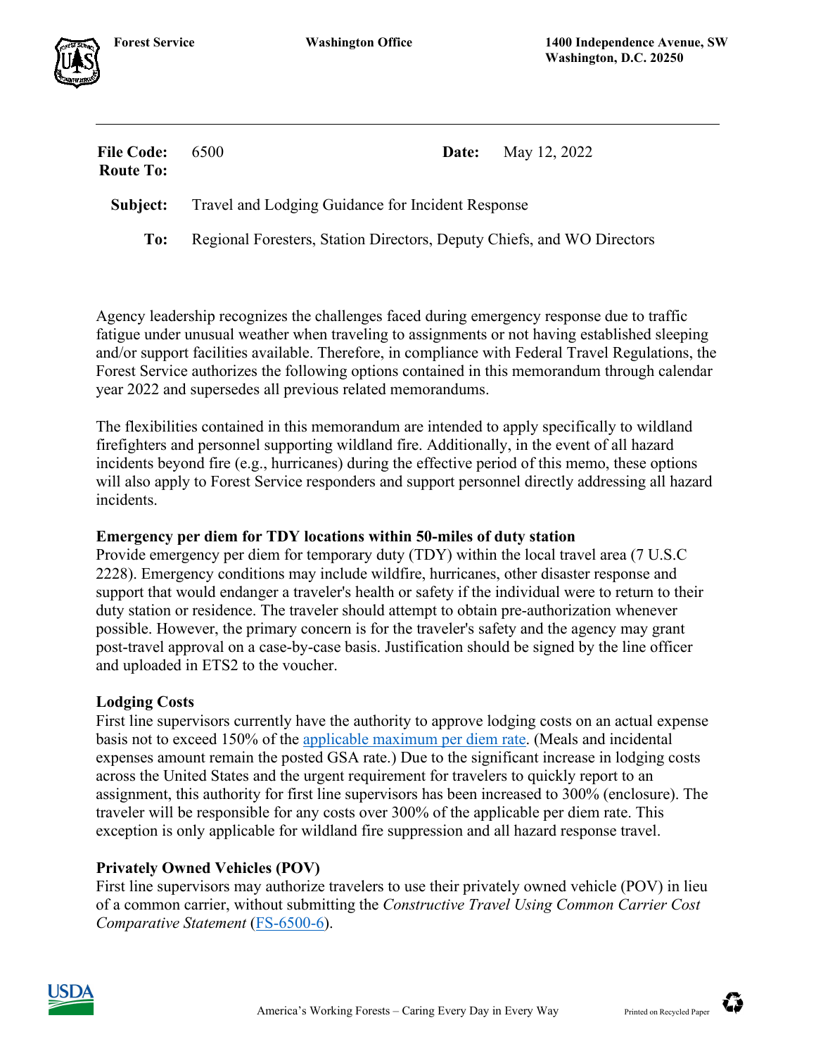Forest Service    Washington Office    1400 Independence Avenue, SW
Washington, D.C. 20250

**File Code:** 6500    **Date:** May 12, 2022
**Route To:**

**Subject:** Travel and Lodging Guidance for Incident Response

**To:** Regional Foresters, Station Directors, Deputy Chiefs, and WO Directors

Agency leadership recognizes the challenges faced during emergency response due to traffic fatigue under unusual weather when traveling to assignments or not having established sleeping and/or support facilities available. Therefore, in compliance with Federal Travel Regulations, the Forest Service authorizes the following options contained in this memorandum through calendar year 2022 and supersedes all previous related memorandums.

The flexibilities contained in this memorandum are intended to apply specifically to wildland firefighters and personnel supporting wildland fire. Additionally, in the event of all hazard incidents beyond fire (e.g., hurricanes) during the effective period of this memo, these options will also apply to Forest Service responders and support personnel directly addressing all hazard incidents.

**Emergency per diem for TDY locations within 50-miles of duty station**
Provide emergency per diem for temporary duty (TDY) within the local travel area (7 U.S.C 2228). Emergency conditions may include wildfire, hurricanes, other disaster response and support that would endanger a traveler's health or safety if the individual were to return to their duty station or residence. The traveler should attempt to obtain pre-authorization whenever possible. However, the primary concern is for the traveler's safety and the agency may grant post-travel approval on a case-by-case basis. Justification should be signed by the line officer and uploaded in ETS2 to the voucher.

**Lodging Costs**
First line supervisors currently have the authority to approve lodging costs on an actual expense basis not to exceed 150% of the applicable maximum per diem rate. (Meals and incidental expenses amount remain the posted GSA rate.) Due to the significant increase in lodging costs across the United States and the urgent requirement for travelers to quickly report to an assignment, this authority for first line supervisors has been increased to 300% (enclosure). The traveler will be responsible for any costs over 300% of the applicable per diem rate. This exception is only applicable for wildland fire suppression and all hazard response travel.

**Privately Owned Vehicles (POV)**
First line supervisors may authorize travelers to use their privately owned vehicle (POV) in lieu of a common carrier, without submitting the *Constructive Travel Using Common Carrier Cost Comparative Statement* (FS-6500-6).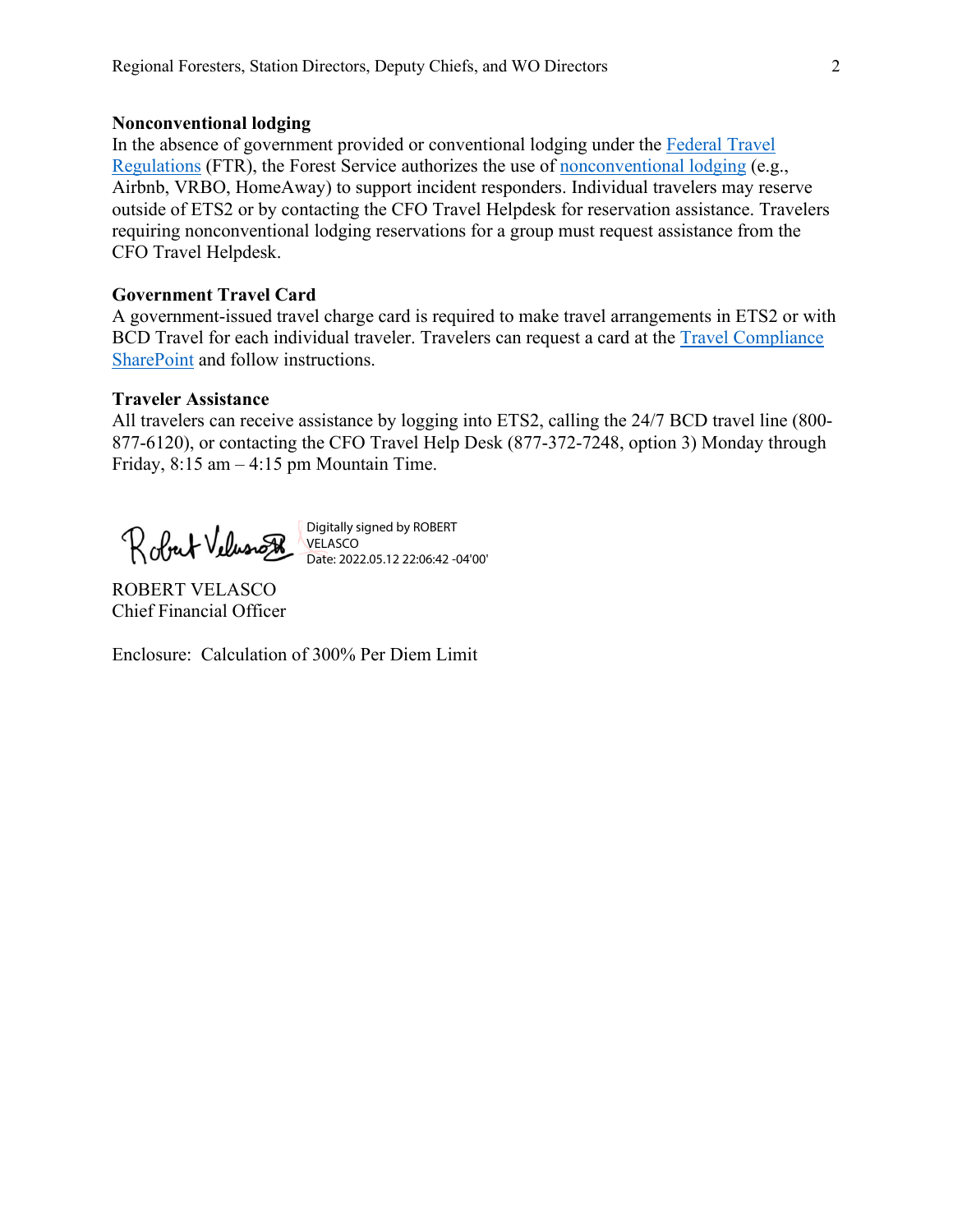### Nonconventional lodging

In the absence of government provided or conventional lodging under the Federal Travel Regulations (FTR), the Forest Service authorizes the use of nonconventional lodging (e.g., Airbnb, VRBO, HomeAway) to support incident responders. Individual travelers may reserve outside of ETS2 or by contacting the CFO Travel Helpdesk for reservation assistance. Travelers requiring nonconventional lodging reservations for a group must request assistance from the CFO Travel Helpdesk.

### Government Travel Card

A government-issued travel charge card is required to make travel arrangements in ETS2 or with BCD Travel for each individual traveler. Travelers can request a card at the Travel Compliance SharePoint and follow instructions.

### Traveler Assistance

All travelers can receive assistance by logging into ETS2, calling the 24/7 BCD travel line (800-877-6120), or contacting the CFO Travel Help Desk (877-372-7248, option 3) Monday through Friday, 8:15 am – 4:15 pm Mountain Time.

Digitally signed by ROBERT VELASCO
Date: 2022.05.12 22:06:42 -04'00'

ROBERT VELASCO
Chief Financial Officer

Enclosure: Calculation of 300% Per Diem Limit